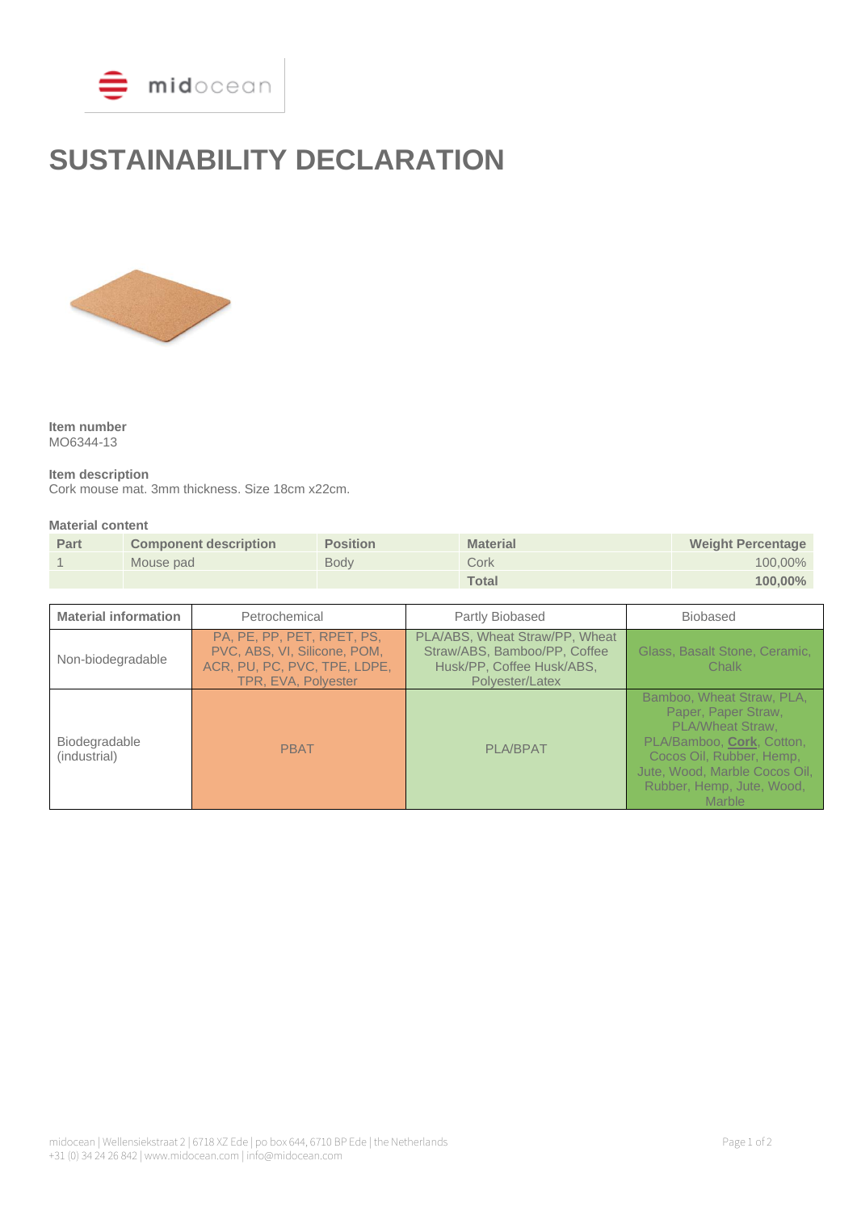# SUSTAINABILITY DECLARATION

**Item number**
MO6344-13

**Item description**
Cork mouse mat. 3mm thickness. Size 18cm x22cm.

**Material content**

| Part | Component description | Position | Material | Weight Percentage |
|---|---|---|---|---|
| 1 | Mouse pad | Body | Cork | 100,00% |
| | | | **Total** | **100,00%** |

| Material information | Petrochemical | Partly Biobased | Biobased |
|---|---|---|---|
| Non-biodegradable | PA, PE, PP, PET, RPET, PS, PVC, ABS, VI, Silicone, POM, ACR, PU, PC, PVC, TPE, LDPE, TPR, EVA, Polyester | PLA/ABS, Wheat Straw/PP, Wheat Straw/ABS, Bamboo/PP, Coffee Husk/PP, Coffee Husk/ABS, Polyester/Latex | Glass, Basalt Stone, Ceramic, Chalk |
| Biodegradable (industrial) | PBAT | PLA/BPAT | Bamboo, Wheat Straw, PLA, Paper, Paper Straw, PLA/Wheat Straw, PLA/Bamboo, **Cork**, Cotton, Cocos Oil, Rubber, Hemp, Jute, Wood, Marble Cocos Oil, Rubber, Hemp, Jute, Wood, Marble |

midocean | Wellensiekstraat 2 | 6718 XZ Ede | po box 644, 6710 BP Ede | the Netherlands
+31 (0) 34 24 26 842 | www.midocean.com | info@midocean.com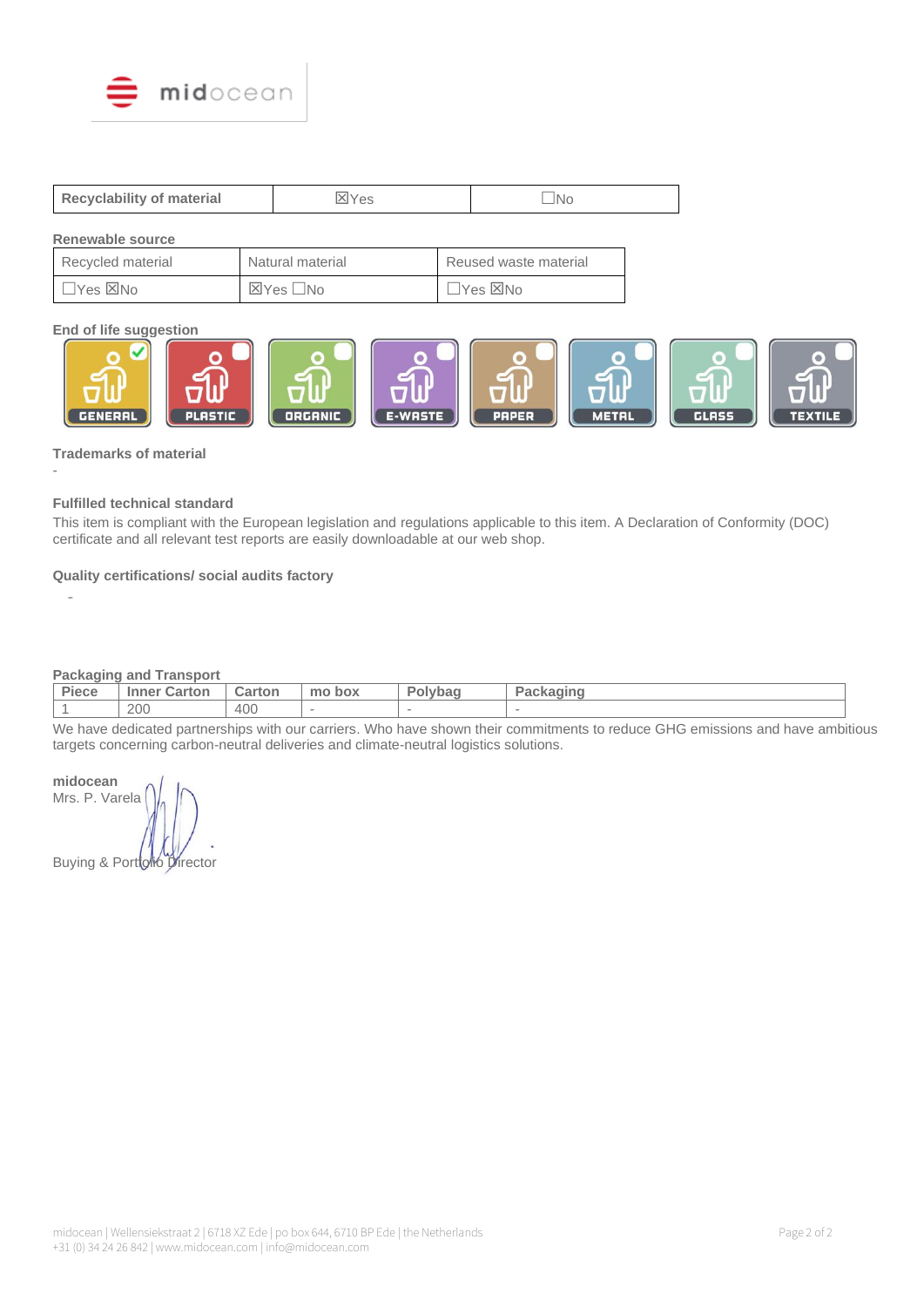midocean

| Recyclability of material | ☒Yes | ☐No |
|---|---|---|

**Renewable source**

| Recycled material | Natural material | Reused waste material |
|---|---|---|
| ☐Yes ☒No | ☒Yes ☐No | ☐Yes ☒No |

**End of life suggestion**

GENERAL ✓ | PLASTIC | ORGANIC | E-WASTE | PAPER | METAL | GLASS | TEXTILE

**Trademarks of material**

-

**Fulfilled technical standard**

This item is compliant with the European legislation and regulations applicable to this item. A Declaration of Conformity (DOC) certificate and all relevant test reports are easily downloadable at our web shop.

**Quality certifications/ social audits factory**

-

**Packaging and Transport**

| Piece | Inner Carton | Carton | mo box | Polybag | Packaging |
|---|---|---|---|---|---|
| 1 | 200 | 400 | - | - | - |

We have dedicated partnerships with our carriers. Who have shown their commitments to reduce GHG emissions and have ambitious targets concerning carbon-neutral deliveries and climate-neutral logistics solutions.

**midocean**
Mrs. P. Varela

Buying & Portfolio Director

midocean | Wellensiekstraat 2 | 6718 XZ Ede | po box 644, 6710 BP Ede | the Netherlands
+31 (0) 34 24 26 842 | www.midocean.com | info@midocean.com